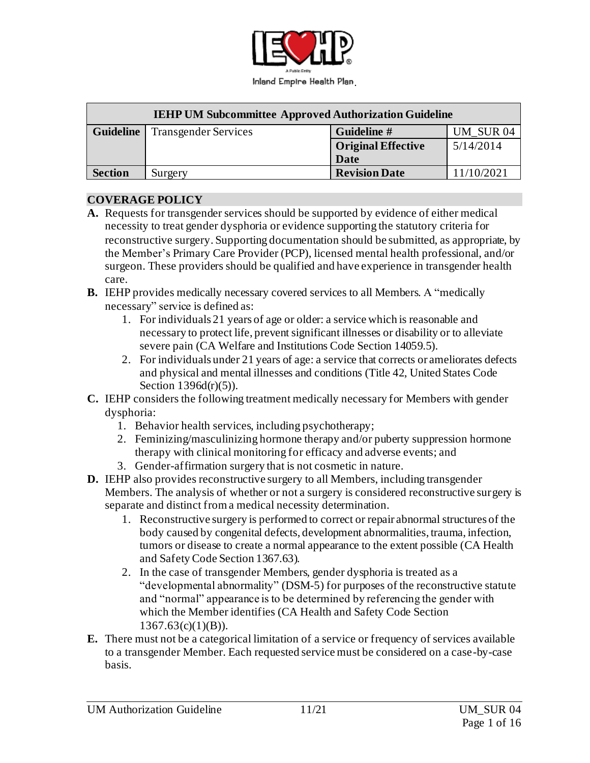Inland Empire Health Plan

| IEHP UM Subcommittee Approved Authorization Guideline | | | |
|---|---|---|---|
| **Guideline** | Transgender Services | **Guideline #** | UM_SUR 04 |
| | | **Original Effective Date** | 5/14/2014 |
| **Section** | Surgery | **Revision Date** | 11/10/2021 |

## COVERAGE POLICY

**A.** Requests for transgender services should be supported by evidence of either medical necessity to treat gender dysphoria or evidence supporting the statutory criteria for reconstructive surgery. Supporting documentation should be submitted, as appropriate, by the Member's Primary Care Provider (PCP), licensed mental health professional, and/or surgeon. These providers should be qualified and have experience in transgender health care.

**B.** IEHP provides medically necessary covered services to all Members. A "medically necessary" service is defined as:

1. For individuals 21 years of age or older: a service which is reasonable and necessary to protect life, prevent significant illnesses or disability or to alleviate severe pain (CA Welfare and Institutions Code Section 14059.5).
2. For individuals under 21 years of age: a service that corrects or ameliorates defects and physical and mental illnesses and conditions (Title 42, United States Code Section 1396d(r)(5)).

**C.** IEHP considers the following treatment medically necessary for Members with gender dysphoria:

1. Behavior health services, including psychotherapy;
2. Feminizing/masculinizing hormone therapy and/or puberty suppression hormone therapy with clinical monitoring for efficacy and adverse events; and
3. Gender-affirmation surgery that is not cosmetic in nature.

**D.** IEHP also provides reconstructive surgery to all Members, including transgender Members. The analysis of whether or not a surgery is considered reconstructive surgery is separate and distinct from a medical necessity determination.

1. Reconstructive surgery is performed to correct or repair abnormal structures of the body caused by congenital defects, development abnormalities, trauma, infection, tumors or disease to create a normal appearance to the extent possible (CA Health and Safety Code Section 1367.63).
2. In the case of transgender Members, gender dysphoria is treated as a "developmental abnormality" (DSM-5) for purposes of the reconstructive statute and "normal" appearance is to be determined by referencing the gender with which the Member identifies (CA Health and Safety Code Section 1367.63(c)(1)(B)).

**E.** There must not be a categorical limitation of a service or frequency of services available to a transgender Member. Each requested service must be considered on a case-by-case basis.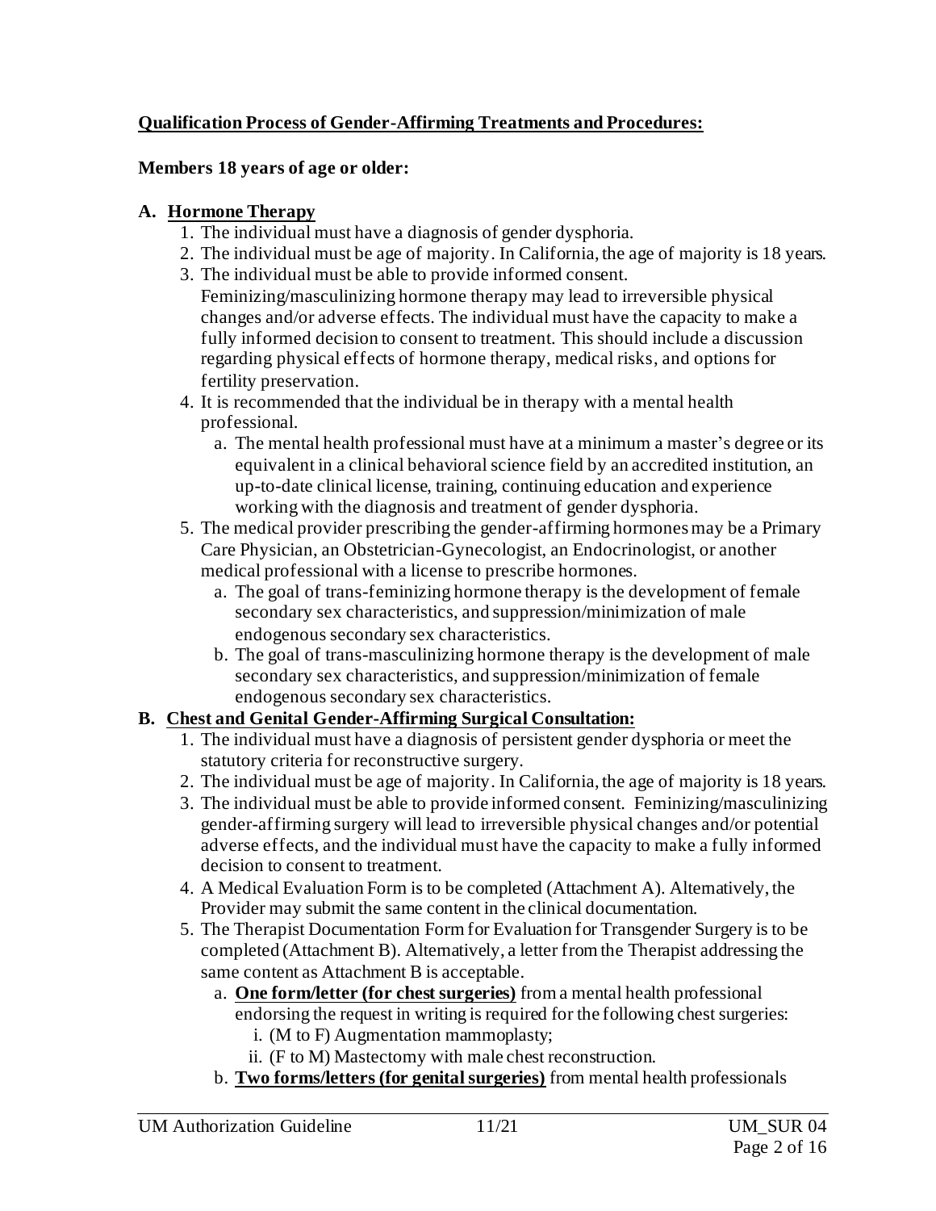**Qualification Process of Gender-Affirming Treatments and Procedures:**

**Members 18 years of age or older:**

**A. Hormone Therapy**

1. The individual must have a diagnosis of gender dysphoria.
2. The individual must be age of majority. In California, the age of majority is 18 years.
3. The individual must be able to provide informed consent. Feminizing/masculinizing hormone therapy may lead to irreversible physical changes and/or adverse effects. The individual must have the capacity to make a fully informed decision to consent to treatment. This should include a discussion regarding physical effects of hormone therapy, medical risks, and options for fertility preservation.
4. It is recommended that the individual be in therapy with a mental health professional.
   a. The mental health professional must have at a minimum a master's degree or its equivalent in a clinical behavioral science field by an accredited institution, an up-to-date clinical license, training, continuing education and experience working with the diagnosis and treatment of gender dysphoria.
5. The medical provider prescribing the gender-affirming hormones may be a Primary Care Physician, an Obstetrician-Gynecologist, an Endocrinologist, or another medical professional with a license to prescribe hormones.
   a. The goal of trans-feminizing hormone therapy is the development of female secondary sex characteristics, and suppression/minimization of male endogenous secondary sex characteristics.
   b. The goal of trans-masculinizing hormone therapy is the development of male secondary sex characteristics, and suppression/minimization of female endogenous secondary sex characteristics.

**B. Chest and Genital Gender-Affirming Surgical Consultation:**

1. The individual must have a diagnosis of persistent gender dysphoria or meet the statutory criteria for reconstructive surgery.
2. The individual must be age of majority. In California, the age of majority is 18 years.
3. The individual must be able to provide informed consent. Feminizing/masculinizing gender-affirming surgery will lead to irreversible physical changes and/or potential adverse effects, and the individual must have the capacity to make a fully informed decision to consent to treatment.
4. A Medical Evaluation Form is to be completed (Attachment A). Alternatively, the Provider may submit the same content in the clinical documentation.
5. The Therapist Documentation Form for Evaluation for Transgender Surgery is to be completed (Attachment B). Alternatively, a letter from the Therapist addressing the same content as Attachment B is acceptable.
   a. **One form/letter (for chest surgeries)** from a mental health professional endorsing the request in writing is required for the following chest surgeries:
      i. (M to F) Augmentation mammoplasty;
      ii. (F to M) Mastectomy with male chest reconstruction.
   b. **Two forms/letters (for genital surgeries)** from mental health professionals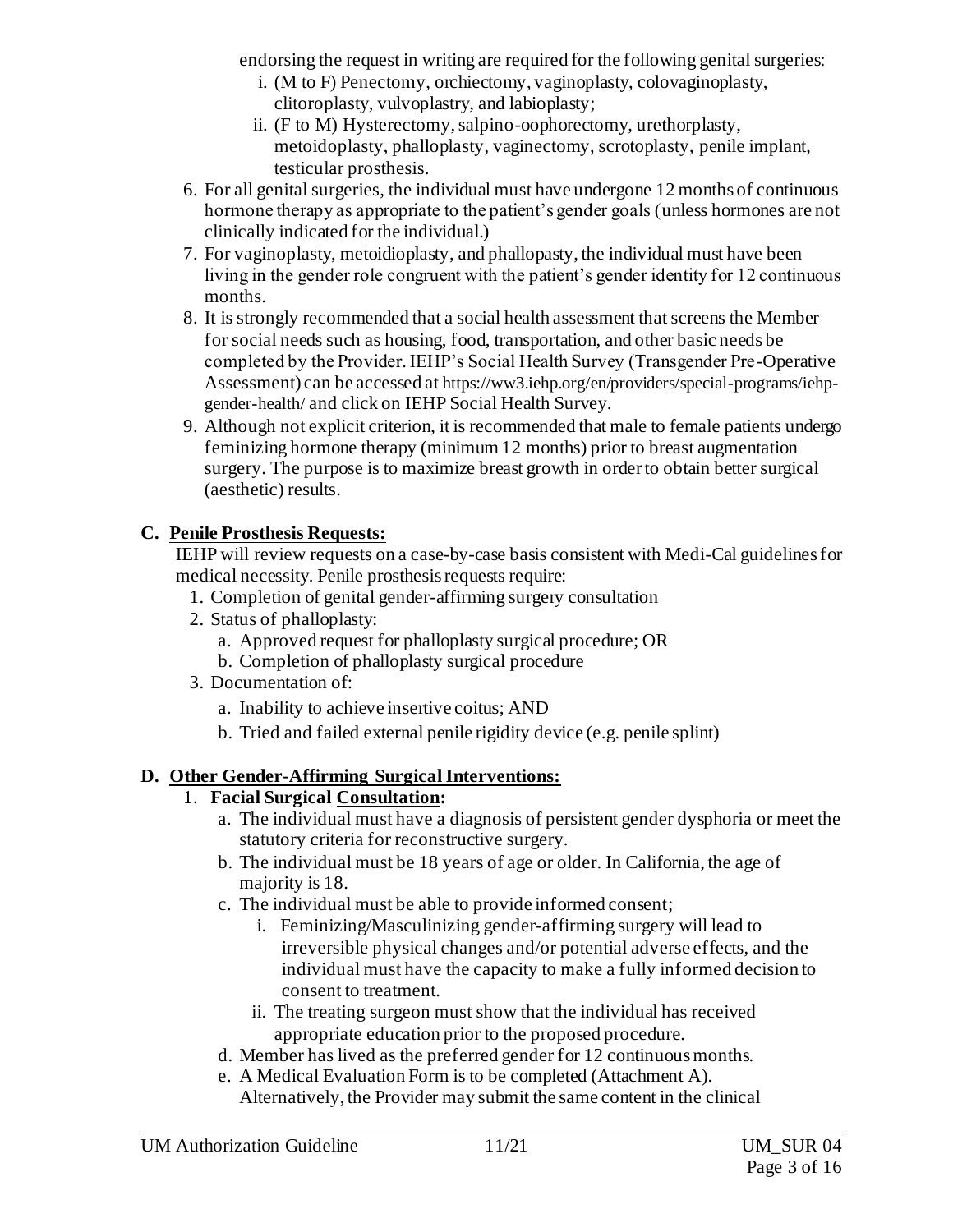endorsing the request in writing are required for the following genital surgeries:

i. (M to F) Penectomy, orchiectomy, vaginoplasty, colovaginoplasty, clitoroplasty, vulvoplastry, and labioplasty;

ii. (F to M) Hysterectomy, salpino-oophorectomy, urethorplasty, metoidoplasty, phalloplasty, vaginectomy, scrotoplasty, penile implant, testicular prosthesis.

6. For all genital surgeries, the individual must have undergone 12 months of continuous hormone therapy as appropriate to the patient's gender goals (unless hormones are not clinically indicated for the individual.)
7. For vaginoplasty, metoidioplasty, and phallopasty, the individual must have been living in the gender role congruent with the patient's gender identity for 12 continuous months.
8. It is strongly recommended that a social health assessment that screens the Member for social needs such as housing, food, transportation, and other basic needs be completed by the Provider. IEHP's Social Health Survey (Transgender Pre-Operative Assessment) can be accessed at https://ww3.iehp.org/en/providers/special-programs/iehp-gender-health/ and click on IEHP Social Health Survey.
9. Although not explicit criterion, it is recommended that male to female patients undergo feminizing hormone therapy (minimum 12 months) prior to breast augmentation surgery. The purpose is to maximize breast growth in order to obtain better surgical (aesthetic) results.

### C. Penile Prosthesis Requests:

IEHP will review requests on a case-by-case basis consistent with Medi-Cal guidelines for medical necessity. Penile prosthesis requests require:

1. Completion of genital gender-affirming surgery consultation
2. Status of phalloplasty:
   a. Approved request for phalloplasty surgical procedure; OR
   b. Completion of phalloplasty surgical procedure
3. Documentation of:
   a. Inability to achieve insertive coitus; AND
   b. Tried and failed external penile rigidity device (e.g. penile splint)

### D. Other Gender-Affirming Surgical Interventions:

1. **Facial Surgical Consultation:**
   a. The individual must have a diagnosis of persistent gender dysphoria or meet the statutory criteria for reconstructive surgery.
   b. The individual must be 18 years of age or older. In California, the age of majority is 18.
   c. The individual must be able to provide informed consent;
      i. Feminizing/Masculinizing gender-affirming surgery will lead to irreversible physical changes and/or potential adverse effects, and the individual must have the capacity to make a fully informed decision to consent to treatment.
      ii. The treating surgeon must show that the individual has received appropriate education prior to the proposed procedure.
   d. Member has lived as the preferred gender for 12 continuous months.
   e. A Medical Evaluation Form is to be completed (Attachment A). Alternatively, the Provider may submit the same content in the clinical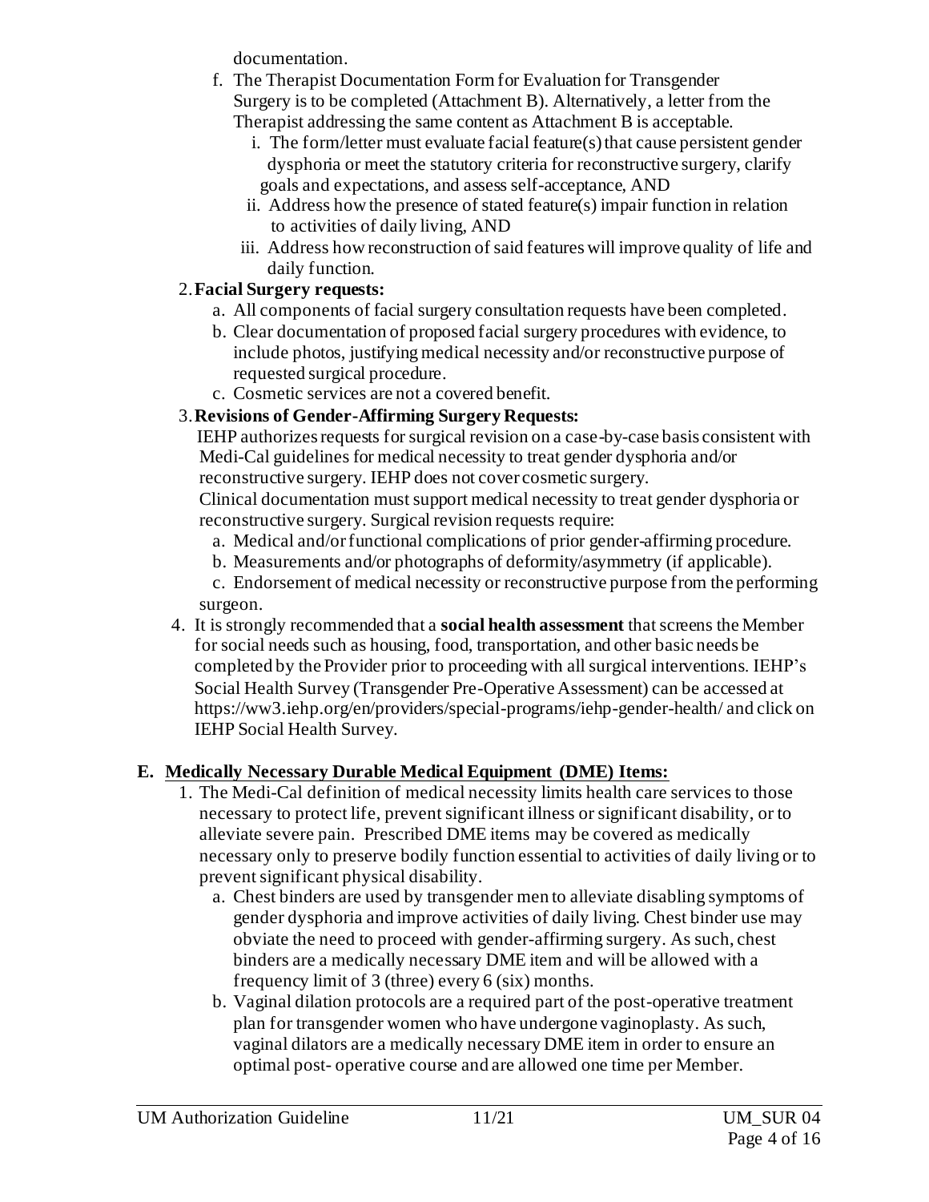documentation.

f. The Therapist Documentation Form for Evaluation for Transgender Surgery is to be completed (Attachment B). Alternatively, a letter from the Therapist addressing the same content as Attachment B is acceptable.
   i. The form/letter must evaluate facial feature(s) that cause persistent gender dysphoria or meet the statutory criteria for reconstructive surgery, clarify goals and expectations, and assess self-acceptance, AND
   ii. Address how the presence of stated feature(s) impair function in relation to activities of daily living, AND
   iii. Address how reconstruction of said features will improve quality of life and daily function.

2. **Facial Surgery requests:**
   a. All components of facial surgery consultation requests have been completed.
   b. Clear documentation of proposed facial surgery procedures with evidence, to include photos, justifying medical necessity and/or reconstructive purpose of requested surgical procedure.
   c. Cosmetic services are not a covered benefit.

3. **Revisions of Gender-Affirming Surgery Requests:**
   IEHP authorizes requests for surgical revision on a case-by-case basis consistent with Medi-Cal guidelines for medical necessity to treat gender dysphoria and/or reconstructive surgery. IEHP does not cover cosmetic surgery.
   Clinical documentation must support medical necessity to treat gender dysphoria or reconstructive surgery. Surgical revision requests require:
   a. Medical and/or functional complications of prior gender-affirming procedure.
   b. Measurements and/or photographs of deformity/asymmetry (if applicable).
   c. Endorsement of medical necessity or reconstructive purpose from the performing surgeon.

4. It is strongly recommended that a **social health assessment** that screens the Member for social needs such as housing, food, transportation, and other basic needs be completed by the Provider prior to proceeding with all surgical interventions. IEHP's Social Health Survey (Transgender Pre-Operative Assessment) can be accessed at https://ww3.iehp.org/en/providers/special-programs/iehp-gender-health/ and click on IEHP Social Health Survey.

## E. Medically Necessary Durable Medical Equipment (DME) Items:

1. The Medi-Cal definition of medical necessity limits health care services to those necessary to protect life, prevent significant illness or significant disability, or to alleviate severe pain. Prescribed DME items may be covered as medically necessary only to preserve bodily function essential to activities of daily living or to prevent significant physical disability.
   a. Chest binders are used by transgender men to alleviate disabling symptoms of gender dysphoria and improve activities of daily living. Chest binder use may obviate the need to proceed with gender-affirming surgery. As such, chest binders are a medically necessary DME item and will be allowed with a frequency limit of 3 (three) every 6 (six) months.
   b. Vaginal dilation protocols are a required part of the post-operative treatment plan for transgender women who have undergone vaginoplasty. As such, vaginal dilators are a medically necessary DME item in order to ensure an optimal post- operative course and are allowed one time per Member.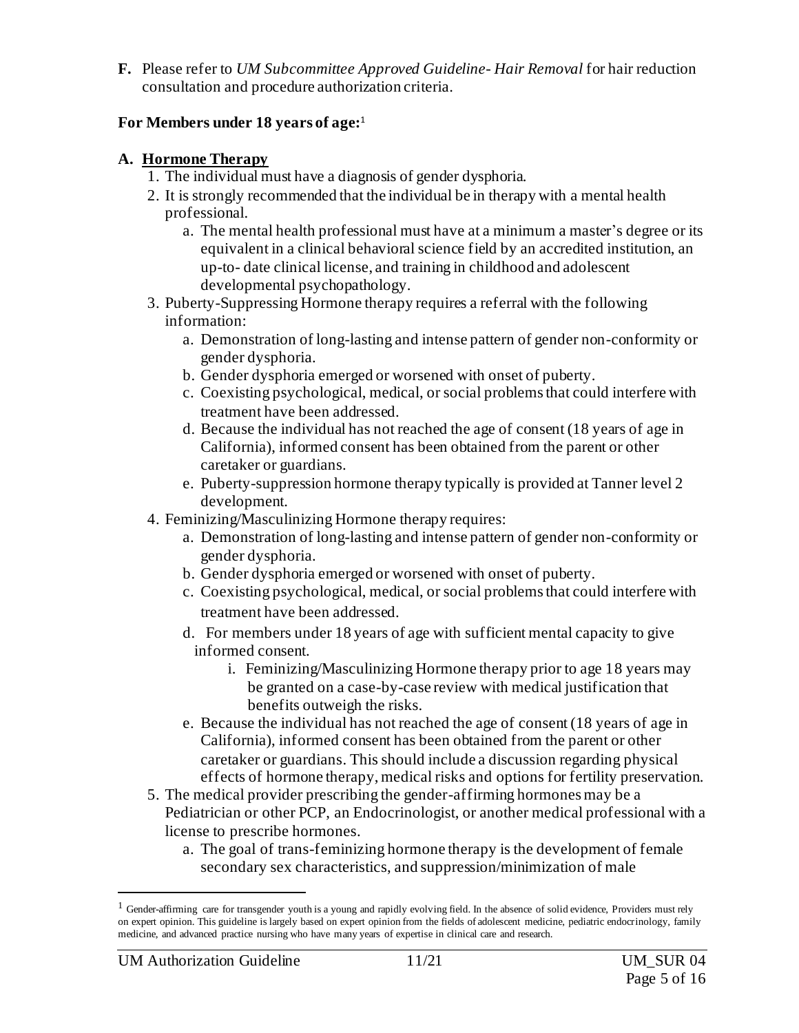**F.** Please refer to *UM Subcommittee Approved Guideline- Hair Removal* for hair reduction consultation and procedure authorization criteria.

**For Members under 18 years of age:**[1]

**A. Hormone Therapy**

1. The individual must have a diagnosis of gender dysphoria.
2. It is strongly recommended that the individual be in therapy with a mental health professional.
   a. The mental health professional must have at a minimum a master's degree or its equivalent in a clinical behavioral science field by an accredited institution, an up-to- date clinical license, and training in childhood and adolescent developmental psychopathology.
3. Puberty-Suppressing Hormone therapy requires a referral with the following information:
   a. Demonstration of long-lasting and intense pattern of gender non-conformity or gender dysphoria.
   b. Gender dysphoria emerged or worsened with onset of puberty.
   c. Coexisting psychological, medical, or social problems that could interfere with treatment have been addressed.
   d. Because the individual has not reached the age of consent (18 years of age in California), informed consent has been obtained from the parent or other caretaker or guardians.
   e. Puberty-suppression hormone therapy typically is provided at Tanner level 2 development.
4. Feminizing/Masculinizing Hormone therapy requires:
   a. Demonstration of long-lasting and intense pattern of gender non-conformity or gender dysphoria.
   b. Gender dysphoria emerged or worsened with onset of puberty.
   c. Coexisting psychological, medical, or social problems that could interfere with treatment have been addressed.
   d. For members under 18 years of age with sufficient mental capacity to give informed consent.
      i. Feminizing/Masculinizing Hormone therapy prior to age 18 years may be granted on a case-by-case review with medical justification that benefits outweigh the risks.
   e. Because the individual has not reached the age of consent (18 years of age in California), informed consent has been obtained from the parent or other caretaker or guardians. This should include a discussion regarding physical effects of hormone therapy, medical risks and options for fertility preservation.
5. The medical provider prescribing the gender-affirming hormones may be a Pediatrician or other PCP, an Endocrinologist, or another medical professional with a license to prescribe hormones.
   a. The goal of trans-feminizing hormone therapy is the development of female secondary sex characteristics, and suppression/minimization of male

[1] Gender-affirming care for transgender youth is a young and rapidly evolving field. In the absence of solid evidence, Providers must rely on expert opinion. This guideline is largely based on expert opinion from the fields of adolescent medicine, pediatric endocrinology, family medicine, and advanced practice nursing who have many years of expertise in clinical care and research.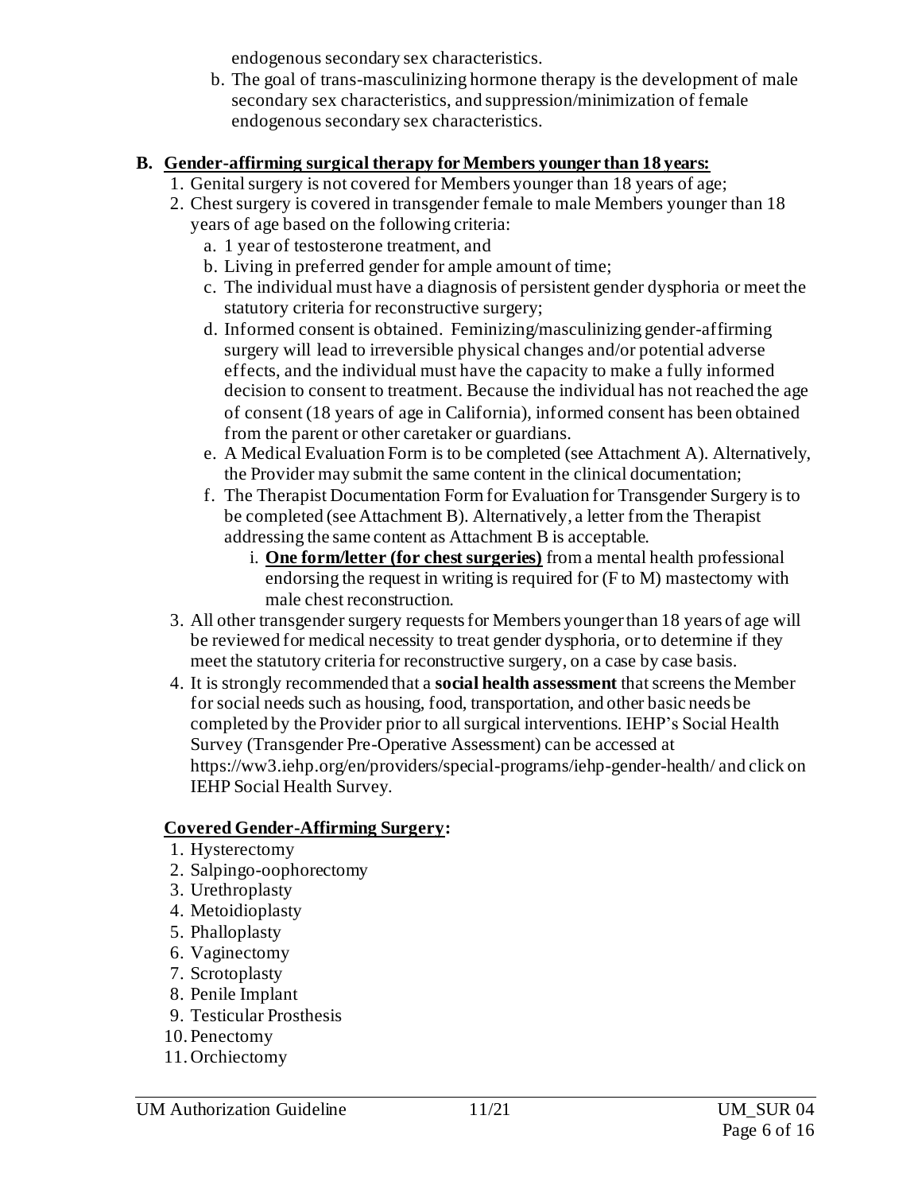endogenous secondary sex characteristics.

b. The goal of trans-masculinizing hormone therapy is the development of male secondary sex characteristics, and suppression/minimization of female endogenous secondary sex characteristics.

**B. <u>Gender-affirming surgical therapy for Members younger than 18 years:</u>**

1. Genital surgery is not covered for Members younger than 18 years of age;
2. Chest surgery is covered in transgender female to male Members younger than 18 years of age based on the following criteria:
   a. 1 year of testosterone treatment, and
   b. Living in preferred gender for ample amount of time;
   c. The individual must have a diagnosis of persistent gender dysphoria or meet the statutory criteria for reconstructive surgery;
   d. Informed consent is obtained. Feminizing/masculinizing gender-affirming surgery will lead to irreversible physical changes and/or potential adverse effects, and the individual must have the capacity to make a fully informed decision to consent to treatment. Because the individual has not reached the age of consent (18 years of age in California), informed consent has been obtained from the parent or other caretaker or guardians.
   e. A Medical Evaluation Form is to be completed (see Attachment A). Alternatively, the Provider may submit the same content in the clinical documentation;
   f. The Therapist Documentation Form for Evaluation for Transgender Surgery is to be completed (see Attachment B). Alternatively, a letter from the Therapist addressing the same content as Attachment B is acceptable.
      i. **<u>One form/letter (for chest surgeries)</u>** from a mental health professional endorsing the request in writing is required for (F to M) mastectomy with male chest reconstruction.
3. All other transgender surgery requests for Members younger than 18 years of age will be reviewed for medical necessity to treat gender dysphoria, or to determine if they meet the statutory criteria for reconstructive surgery, on a case by case basis.
4. It is strongly recommended that a **social health assessment** that screens the Member for social needs such as housing, food, transportation, and other basic needs be completed by the Provider prior to all surgical interventions. IEHP's Social Health Survey (Transgender Pre-Operative Assessment) can be accessed at https://ww3.iehp.org/en/providers/special-programs/iehp-gender-health/ and click on IEHP Social Health Survey.

**<u>Covered Gender-Affirming Surgery</u>:**

1. Hysterectomy
2. Salpingo-oophorectomy
3. Urethroplasty
4. Metoidioplasty
5. Phalloplasty
6. Vaginectomy
7. Scrotoplasty
8. Penile Implant
9. Testicular Prosthesis
10. Penectomy
11. Orchiectomy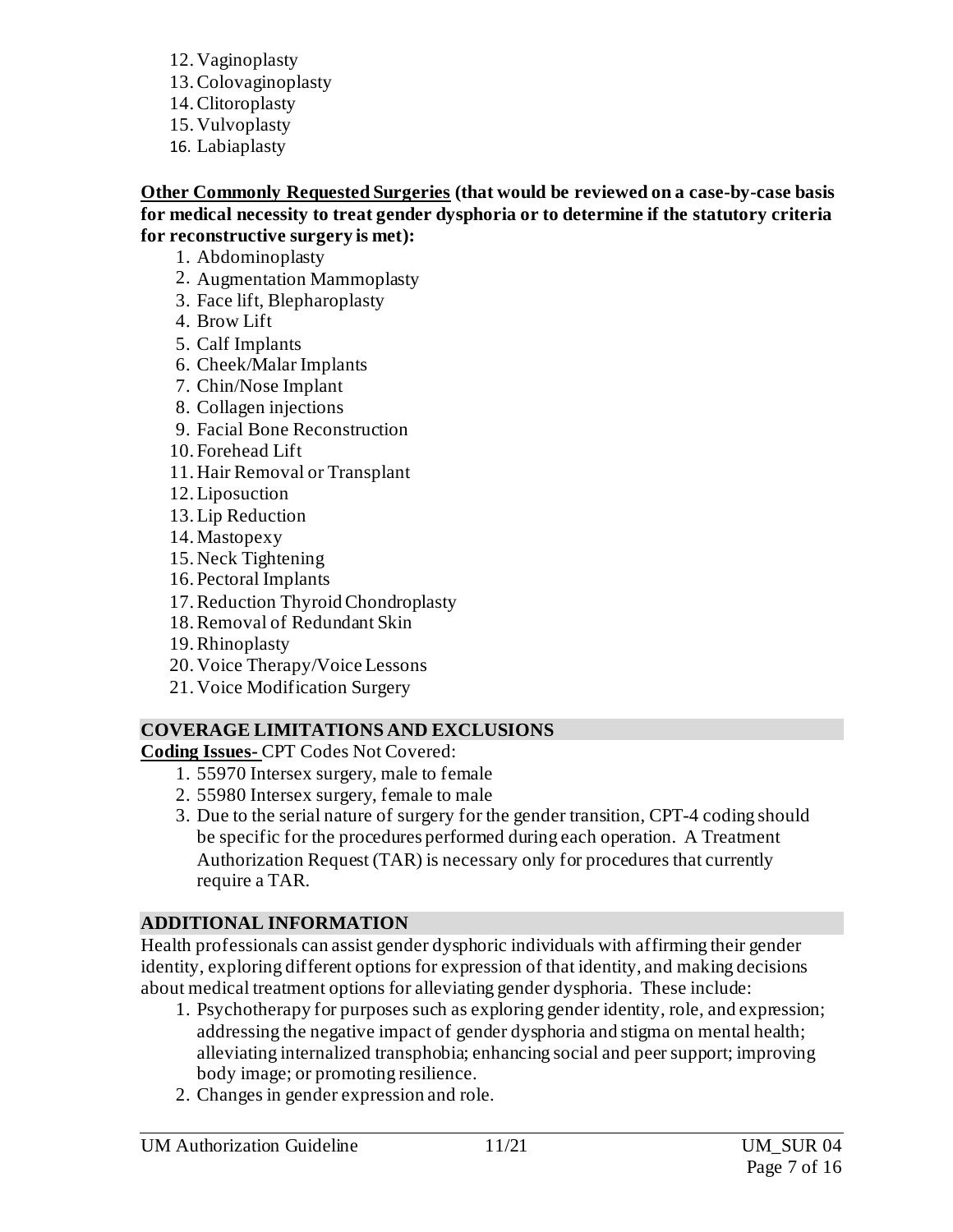12. Vaginoplasty
13. Colovaginoplasty
14. Clitoroplasty
15. Vulvoplasty
16. Labiaplasty

**<u>Other Commonly Requested Surgeries</u> (that would be reviewed on a case-by-case basis for medical necessity to treat gender dysphoria or to determine if the statutory criteria for reconstructive surgery is met):**

1. Abdominoplasty
2. Augmentation Mammoplasty
3. Face lift, Blepharoplasty
4. Brow Lift
5. Calf Implants
6. Cheek/Malar Implants
7. Chin/Nose Implant
8. Collagen injections
9. Facial Bone Reconstruction
10. Forehead Lift
11. Hair Removal or Transplant
12. Liposuction
13. Lip Reduction
14. Mastopexy
15. Neck Tightening
16. Pectoral Implants
17. Reduction Thyroid Chondroplasty
18. Removal of Redundant Skin
19. Rhinoplasty
20. Voice Therapy/Voice Lessons
21. Voice Modification Surgery

## COVERAGE LIMITATIONS AND EXCLUSIONS

**<u>Coding Issues-</u>** CPT Codes Not Covered:

1. 55970 Intersex surgery, male to female
2. 55980 Intersex surgery, female to male
3. Due to the serial nature of surgery for the gender transition, CPT-4 coding should be specific for the procedures performed during each operation. A Treatment Authorization Request (TAR) is necessary only for procedures that currently require a TAR.

## ADDITIONAL INFORMATION

Health professionals can assist gender dysphoric individuals with affirming their gender identity, exploring different options for expression of that identity, and making decisions about medical treatment options for alleviating gender dysphoria. These include:

1. Psychotherapy for purposes such as exploring gender identity, role, and expression; addressing the negative impact of gender dysphoria and stigma on mental health; alleviating internalized transphobia; enhancing social and peer support; improving body image; or promoting resilience.
2. Changes in gender expression and role.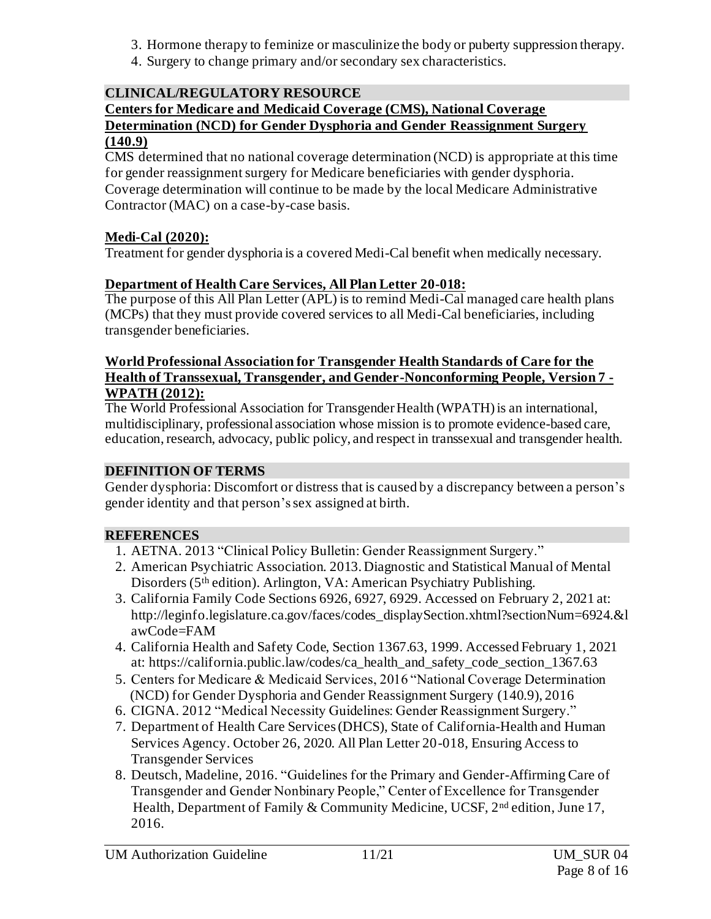3. Hormone therapy to feminize or masculinize the body or puberty suppression therapy.
4. Surgery to change primary and/or secondary sex characteristics.

## CLINICAL/REGULATORY RESOURCE

**Centers for Medicare and Medicaid Coverage (CMS), National Coverage Determination (NCD) for Gender Dysphoria and Gender Reassignment Surgery (140.9)**

CMS determined that no national coverage determination (NCD) is appropriate at this time for gender reassignment surgery for Medicare beneficiaries with gender dysphoria. Coverage determination will continue to be made by the local Medicare Administrative Contractor (MAC) on a case-by-case basis.

**Medi-Cal (2020):**

Treatment for gender dysphoria is a covered Medi-Cal benefit when medically necessary.

**Department of Health Care Services, All Plan Letter 20-018:**

The purpose of this All Plan Letter (APL) is to remind Medi-Cal managed care health plans (MCPs) that they must provide covered services to all Medi-Cal beneficiaries, including transgender beneficiaries.

**World Professional Association for Transgender Health Standards of Care for the Health of Transsexual, Transgender, and Gender-Nonconforming People, Version 7 - WPATH (2012):**

The World Professional Association for Transgender Health (WPATH) is an international, multidisciplinary, professional association whose mission is to promote evidence-based care, education, research, advocacy, public policy, and respect in transsexual and transgender health.

## DEFINITION OF TERMS

Gender dysphoria: Discomfort or distress that is caused by a discrepancy between a person's gender identity and that person's sex assigned at birth.

## REFERENCES

1. AETNA. 2013 "Clinical Policy Bulletin: Gender Reassignment Surgery."
2. American Psychiatric Association. 2013. Diagnostic and Statistical Manual of Mental Disorders (5th edition). Arlington, VA: American Psychiatry Publishing.
3. California Family Code Sections 6926, 6927, 6929. Accessed on February 2, 2021 at: http://leginfo.legislature.ca.gov/faces/codes_displaySection.xhtml?sectionNum=6924.&lawCode=FAM
4. California Health and Safety Code, Section 1367.63, 1999. Accessed February 1, 2021 at: https://california.public.law/codes/ca_health_and_safety_code_section_1367.63
5. Centers for Medicare & Medicaid Services, 2016 "National Coverage Determination (NCD) for Gender Dysphoria and Gender Reassignment Surgery (140.9), 2016
6. CIGNA. 2012 "Medical Necessity Guidelines: Gender Reassignment Surgery."
7. Department of Health Care Services (DHCS), State of California-Health and Human Services Agency. October 26, 2020. All Plan Letter 20-018, Ensuring Access to Transgender Services
8. Deutsch, Madeline, 2016. "Guidelines for the Primary and Gender-Affirming Care of Transgender and Gender Nonbinary People," Center of Excellence for Transgender Health, Department of Family & Community Medicine, UCSF, 2nd edition, June 17, 2016.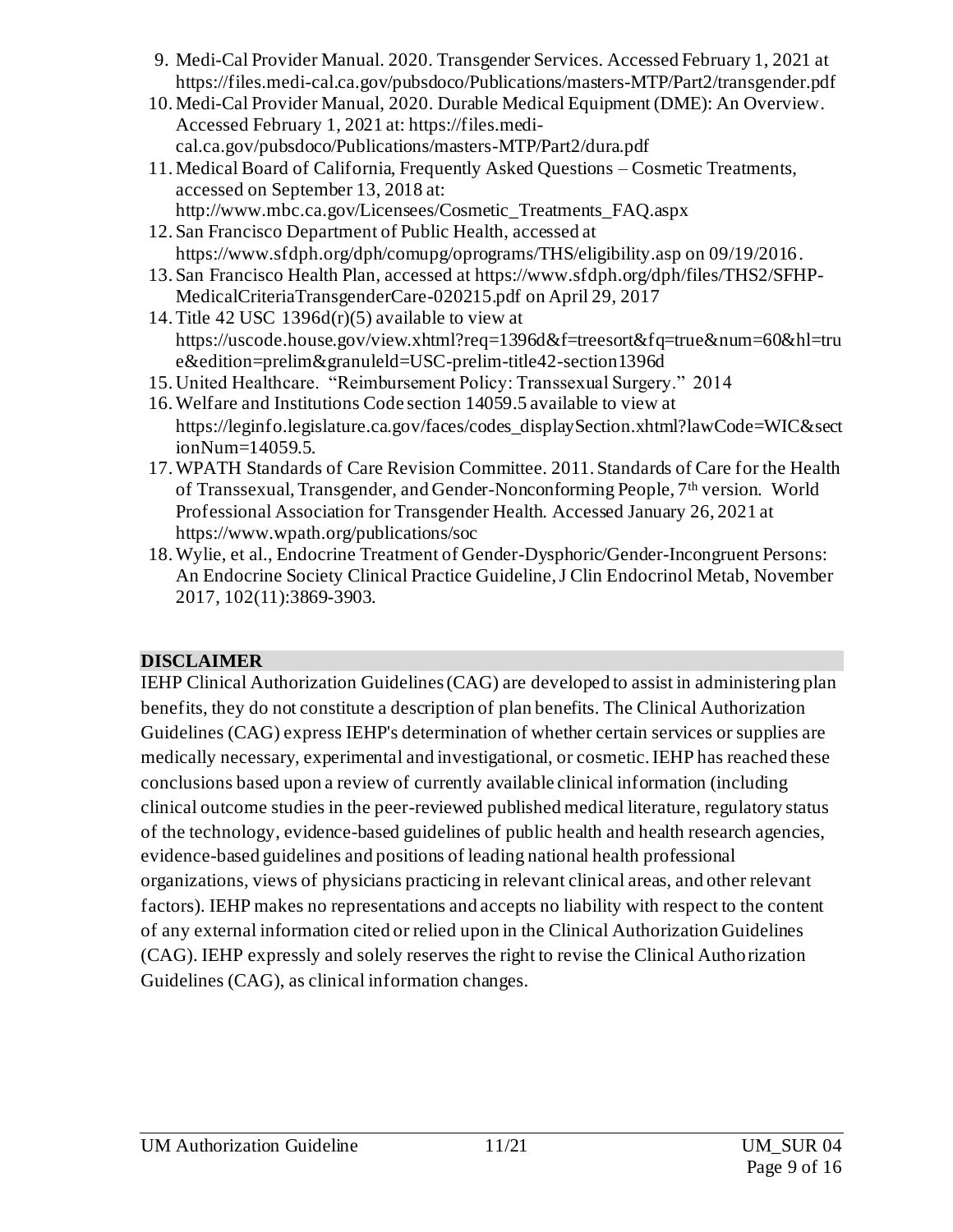9. Medi-Cal Provider Manual. 2020. Transgender Services. Accessed February 1, 2021 at https://files.medi-cal.ca.gov/pubsdoco/Publications/masters-MTP/Part2/transgender.pdf
10. Medi-Cal Provider Manual, 2020. Durable Medical Equipment (DME): An Overview. Accessed February 1, 2021 at: https://files.medi-cal.ca.gov/pubsdoco/Publications/masters-MTP/Part2/dura.pdf
11. Medical Board of California, Frequently Asked Questions – Cosmetic Treatments, accessed on September 13, 2018 at: http://www.mbc.ca.gov/Licensees/Cosmetic_Treatments_FAQ.aspx
12. San Francisco Department of Public Health, accessed at https://www.sfdph.org/dph/comupg/oprograms/THS/eligibility.asp on 09/19/2016.
13. San Francisco Health Plan, accessed at https://www.sfdph.org/dph/files/THS2/SFHP-MedicalCriteriaTransgenderCare-020215.pdf on April 29, 2017
14. Title 42 USC 1396d(r)(5) available to view at https://uscode.house.gov/view.xhtml?req=1396d&f=treesort&fq=true&num=60&hl=true&edition=prelim&granuleld=USC-prelim-title42-section1396d
15. United Healthcare. "Reimbursement Policy: Transsexual Surgery." 2014
16. Welfare and Institutions Code section 14059.5 available to view at https://leginfo.legislature.ca.gov/faces/codes_displaySection.xhtml?lawCode=WIC&sectionNum=14059.5.
17. WPATH Standards of Care Revision Committee. 2011. Standards of Care for the Health of Transsexual, Transgender, and Gender-Nonconforming People, 7th version. World Professional Association for Transgender Health. Accessed January 26, 2021 at https://www.wpath.org/publications/soc
18. Wylie, et al., Endocrine Treatment of Gender-Dysphoric/Gender-Incongruent Persons: An Endocrine Society Clinical Practice Guideline, J Clin Endocrinol Metab, November 2017, 102(11):3869-3903.

## DISCLAIMER

IEHP Clinical Authorization Guidelines (CAG) are developed to assist in administering plan benefits, they do not constitute a description of plan benefits. The Clinical Authorization Guidelines (CAG) express IEHP's determination of whether certain services or supplies are medically necessary, experimental and investigational, or cosmetic. IEHP has reached these conclusions based upon a review of currently available clinical information (including clinical outcome studies in the peer-reviewed published medical literature, regulatory status of the technology, evidence-based guidelines of public health and health research agencies, evidence-based guidelines and positions of leading national health professional organizations, views of physicians practicing in relevant clinical areas, and other relevant factors). IEHP makes no representations and accepts no liability with respect to the content of any external information cited or relied upon in the Clinical Authorization Guidelines (CAG). IEHP expressly and solely reserves the right to revise the Clinical Authorization Guidelines (CAG), as clinical information changes.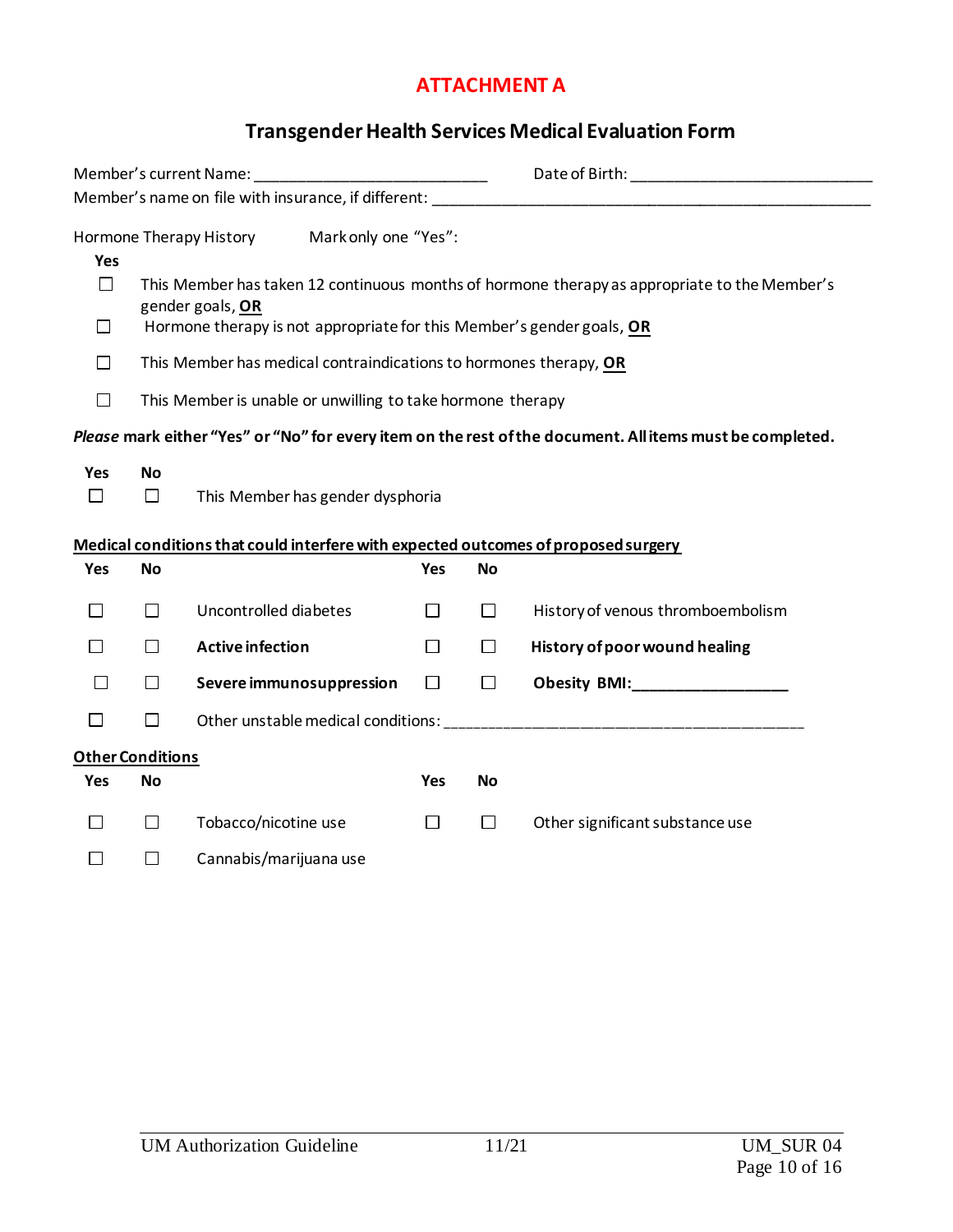# ATTACHMENT A

## Transgender Health Services Medical Evaluation Form

Member's current Name: ___________________________ Date of Birth: ___________________________

Member's name on file with insurance, if different: ___________________________________________________

Hormone Therapy History Mark only one "Yes":

| Yes | |
|---|---|
| ☐ | This Member has taken 12 continuous months of hormone therapy as appropriate to the Member's gender goals, **OR** |
| ☐ | Hormone therapy is not appropriate for this Member's gender goals, **OR** |
| ☐ | This Member has medical contraindications to hormones therapy, **OR** |
| ☐ | This Member is unable or unwilling to take hormone therapy |

***Please* mark either "Yes" or "No" for every item on the rest of the document. All items must be completed.**

| Yes | No | |
|---|---|---|
| ☐ | ☐ | This Member has gender dysphoria |

**Medical conditions that could interfere with expected outcomes of proposed surgery**

| Yes | No | | Yes | No | |
|---|---|---|---|---|---|
| ☐ | ☐ | Uncontrolled diabetes | ☐ | ☐ | History of venous thromboembolism |
| ☐ | ☐ | **Active infection** | ☐ | ☐ | **History of poor wound healing** |
| ☐ | ☐ | **Severe immunosuppression** | ☐ | ☐ | **Obesity BMI:_________________** |
| ☐ | ☐ | Other unstable medical conditions: ___________________________________________ | | | |

**Other Conditions**

| Yes | No | | Yes | No | |
|---|---|---|---|---|---|
| ☐ | ☐ | Tobacco/nicotine use | ☐ | ☐ | Other significant substance use |
| ☐ | ☐ | Cannabis/marijuana use | | | |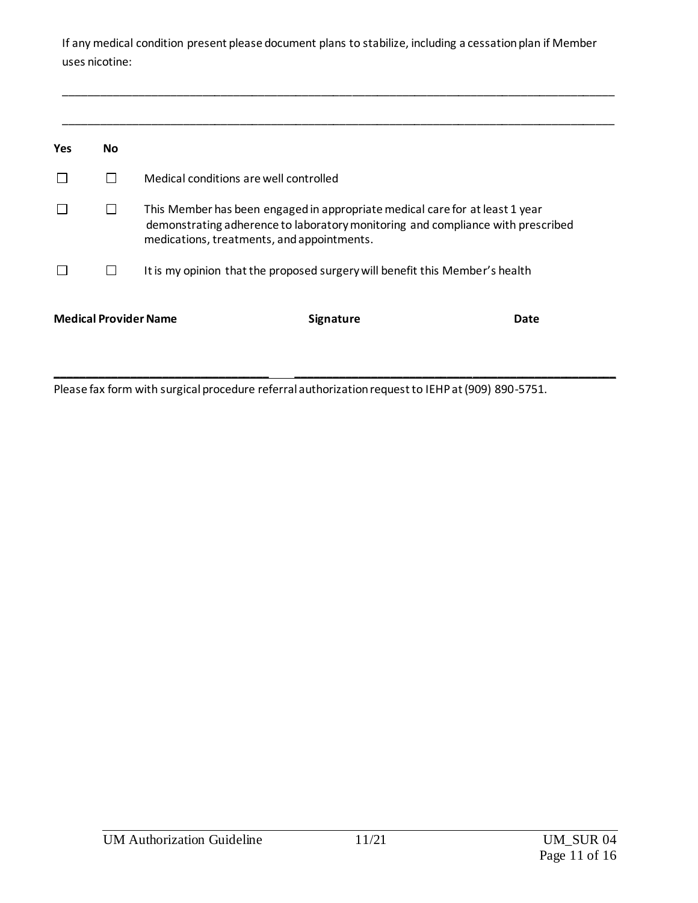If any medical condition present please document plans to stabilize, including a cessation plan if Member uses nicotine:

______________________________________________________________________________________

______________________________________________________________________________________

| Yes | No | |
|---|---|---|
| ☐ | ☐ | Medical conditions are well controlled |
| ☐ | ☐ | This Member has been engaged in appropriate medical care for at least 1 year demonstrating adherence to laboratory monitoring and compliance with prescribed medications, treatments, and appointments. |
| ☐ | ☐ | It is my opinion that the proposed surgery will benefit this Member's health |

**Medical Provider Name** **Signature** **Date**

______________________________ ______________________________________________

Please fax form with surgical procedure referral authorization request to IEHP at (909) 890-5751.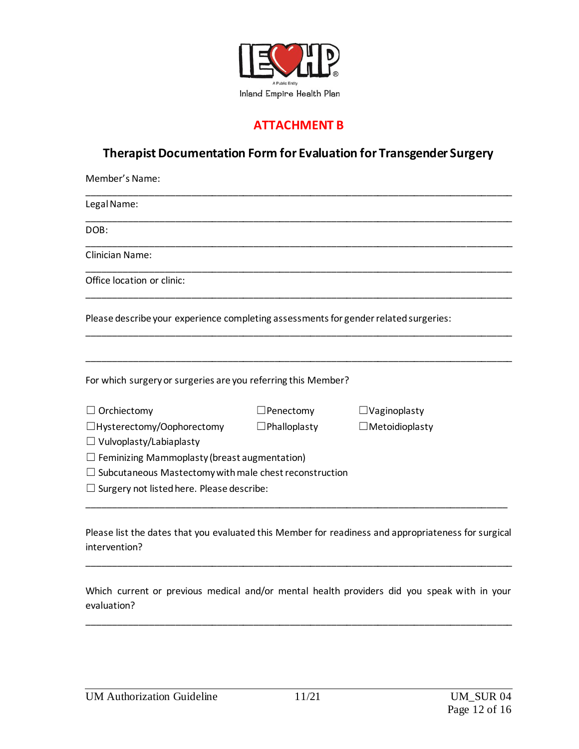Inland Empire Health Plan

## ATTACHMENT B

### Therapist Documentation Form for Evaluation for Transgender Surgery

Member's Name: ______________________________________________________________

Legal Name: ______________________________________________________________

DOB: ______________________________________________________________

Clinician Name: ______________________________________________________________

Office location or clinic: ______________________________________________________________

Please describe your experience completing assessments for gender related surgeries:

______________________________________________________________

______________________________________________________________

For which surgery or surgeries are you referring this Member?

☐ Orchiectomy ☐ Penectomy ☐ Vaginoplasty

☐ Hysterectomy/Oophorectomy ☐ Phalloplasty ☐ Metoidioplasty

☐ Vulvoplasty/Labiaplasty

☐ Feminizing Mammoplasty (breast augmentation)

☐ Subcutaneous Mastectomy with male chest reconstruction

☐ Surgery not listed here. Please describe:

______________________________________________________________

Please list the dates that you evaluated this Member for readiness and appropriateness for surgical intervention?

______________________________________________________________

Which current or previous medical and/or mental health providers did you speak with in your evaluation?

______________________________________________________________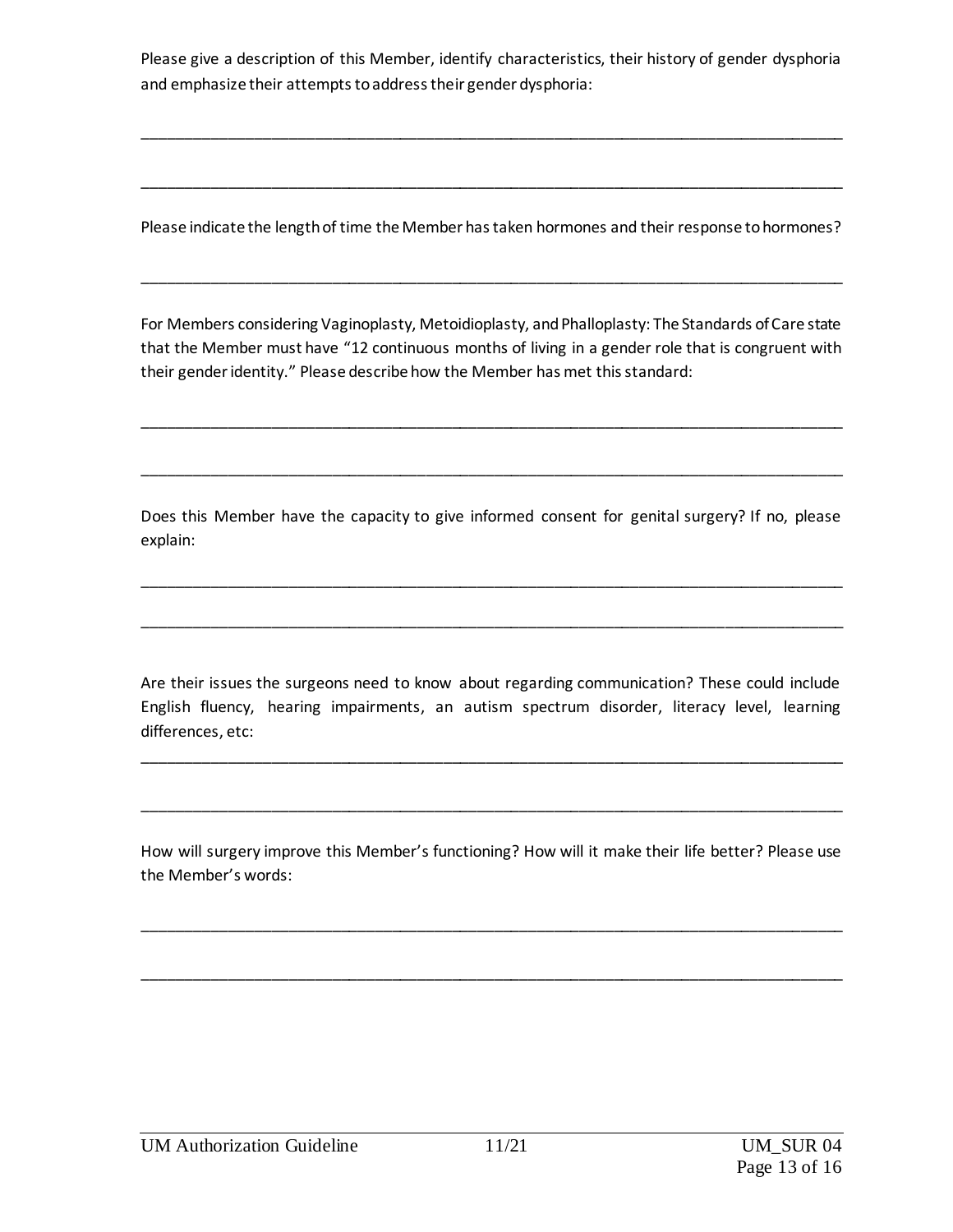Please give a description of this Member, identify characteristics, their history of gender dysphoria and emphasize their attempts to address their gender dysphoria:

______________________________________________________________________________

______________________________________________________________________________

Please indicate the length of time the Member has taken hormones and their response to hormones?

______________________________________________________________________________

For Members considering Vaginoplasty, Metoidioplasty, and Phalloplasty: The Standards of Care state that the Member must have "12 continuous months of living in a gender role that is congruent with their gender identity." Please describe how the Member has met this standard:

______________________________________________________________________________

______________________________________________________________________________

Does this Member have the capacity to give informed consent for genital surgery? If no, please explain:

______________________________________________________________________________

______________________________________________________________________________

Are their issues the surgeons need to know about regarding communication? These could include English fluency, hearing impairments, an autism spectrum disorder, literacy level, learning differences, etc:

______________________________________________________________________________

______________________________________________________________________________

How will surgery improve this Member's functioning? How will it make their life better? Please use the Member's words:

______________________________________________________________________________

______________________________________________________________________________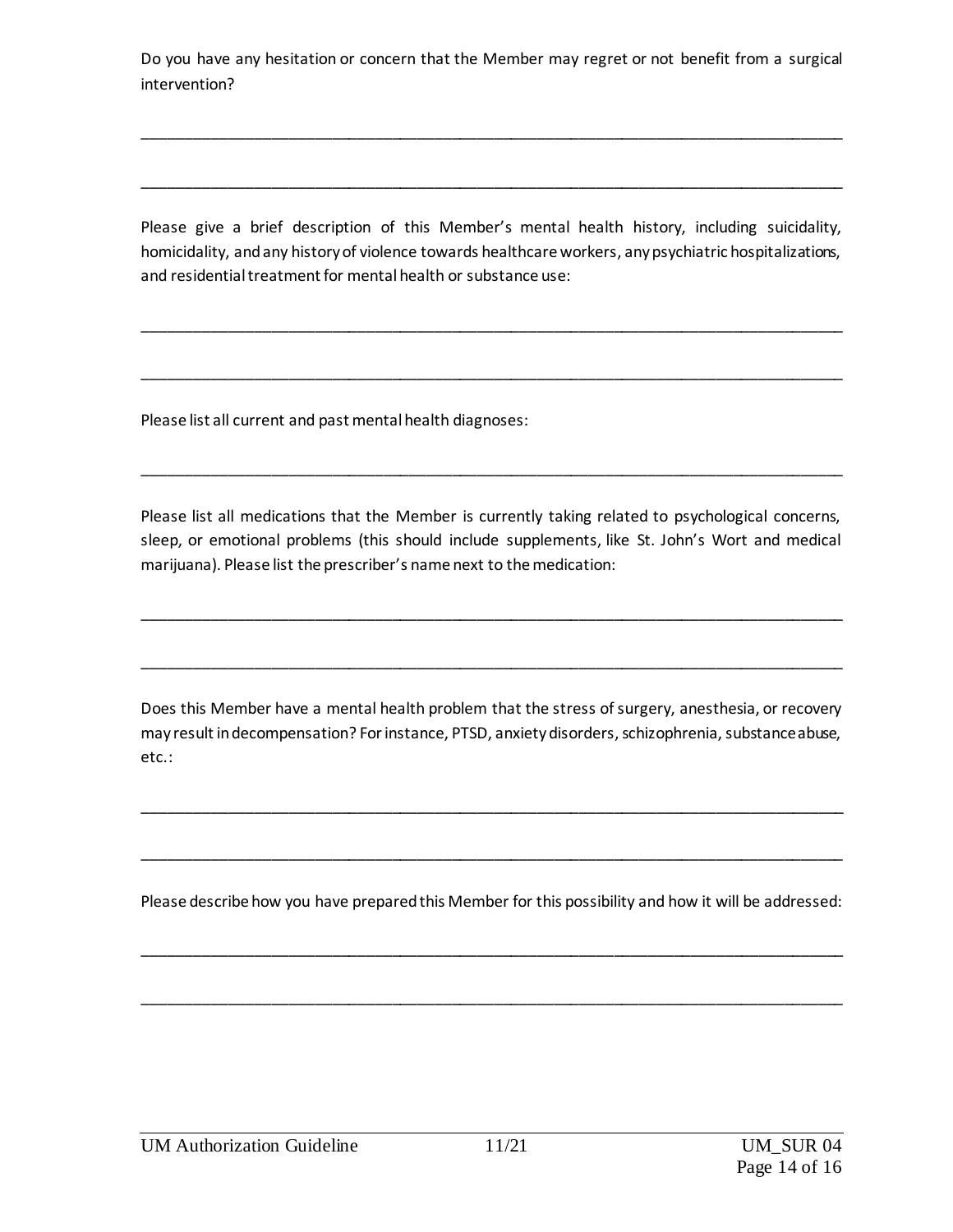Do you have any hesitation or concern that the Member may regret or not benefit from a surgical intervention?

\_\_\_\_\_\_\_\_\_\_\_\_\_\_\_\_\_\_\_\_\_\_\_\_\_\_\_\_\_\_\_\_\_\_\_\_\_\_\_\_\_\_\_\_\_\_\_\_\_\_\_\_\_\_\_\_\_\_\_\_\_\_\_\_\_\_\_\_\_\_\_\_\_\_\_\_\_\_

\_\_\_\_\_\_\_\_\_\_\_\_\_\_\_\_\_\_\_\_\_\_\_\_\_\_\_\_\_\_\_\_\_\_\_\_\_\_\_\_\_\_\_\_\_\_\_\_\_\_\_\_\_\_\_\_\_\_\_\_\_\_\_\_\_\_\_\_\_\_\_\_\_\_\_\_\_\_

Please give a brief description of this Member's mental health history, including suicidality, homicidality, and any history of violence towards healthcare workers, any psychiatric hospitalizations, and residential treatment for mental health or substance use:

\_\_\_\_\_\_\_\_\_\_\_\_\_\_\_\_\_\_\_\_\_\_\_\_\_\_\_\_\_\_\_\_\_\_\_\_\_\_\_\_\_\_\_\_\_\_\_\_\_\_\_\_\_\_\_\_\_\_\_\_\_\_\_\_\_\_\_\_\_\_\_\_\_\_\_\_\_\_

\_\_\_\_\_\_\_\_\_\_\_\_\_\_\_\_\_\_\_\_\_\_\_\_\_\_\_\_\_\_\_\_\_\_\_\_\_\_\_\_\_\_\_\_\_\_\_\_\_\_\_\_\_\_\_\_\_\_\_\_\_\_\_\_\_\_\_\_\_\_\_\_\_\_\_\_\_\_

Please list all current and past mental health diagnoses:

\_\_\_\_\_\_\_\_\_\_\_\_\_\_\_\_\_\_\_\_\_\_\_\_\_\_\_\_\_\_\_\_\_\_\_\_\_\_\_\_\_\_\_\_\_\_\_\_\_\_\_\_\_\_\_\_\_\_\_\_\_\_\_\_\_\_\_\_\_\_\_\_\_\_\_\_\_\_

Please list all medications that the Member is currently taking related to psychological concerns, sleep, or emotional problems (this should include supplements, like St. John's Wort and medical marijuana). Please list the prescriber's name next to the medication:

\_\_\_\_\_\_\_\_\_\_\_\_\_\_\_\_\_\_\_\_\_\_\_\_\_\_\_\_\_\_\_\_\_\_\_\_\_\_\_\_\_\_\_\_\_\_\_\_\_\_\_\_\_\_\_\_\_\_\_\_\_\_\_\_\_\_\_\_\_\_\_\_\_\_\_\_\_\_

\_\_\_\_\_\_\_\_\_\_\_\_\_\_\_\_\_\_\_\_\_\_\_\_\_\_\_\_\_\_\_\_\_\_\_\_\_\_\_\_\_\_\_\_\_\_\_\_\_\_\_\_\_\_\_\_\_\_\_\_\_\_\_\_\_\_\_\_\_\_\_\_\_\_\_\_\_\_

Does this Member have a mental health problem that the stress of surgery, anesthesia, or recovery may result in decompensation? For instance, PTSD, anxiety disorders, schizophrenia, substance abuse, etc.:

\_\_\_\_\_\_\_\_\_\_\_\_\_\_\_\_\_\_\_\_\_\_\_\_\_\_\_\_\_\_\_\_\_\_\_\_\_\_\_\_\_\_\_\_\_\_\_\_\_\_\_\_\_\_\_\_\_\_\_\_\_\_\_\_\_\_\_\_\_\_\_\_\_\_\_\_\_\_

\_\_\_\_\_\_\_\_\_\_\_\_\_\_\_\_\_\_\_\_\_\_\_\_\_\_\_\_\_\_\_\_\_\_\_\_\_\_\_\_\_\_\_\_\_\_\_\_\_\_\_\_\_\_\_\_\_\_\_\_\_\_\_\_\_\_\_\_\_\_\_\_\_\_\_\_\_\_

Please describe how you have prepared this Member for this possibility and how it will be addressed:

\_\_\_\_\_\_\_\_\_\_\_\_\_\_\_\_\_\_\_\_\_\_\_\_\_\_\_\_\_\_\_\_\_\_\_\_\_\_\_\_\_\_\_\_\_\_\_\_\_\_\_\_\_\_\_\_\_\_\_\_\_\_\_\_\_\_\_\_\_\_\_\_\_\_\_\_\_\_

\_\_\_\_\_\_\_\_\_\_\_\_\_\_\_\_\_\_\_\_\_\_\_\_\_\_\_\_\_\_\_\_\_\_\_\_\_\_\_\_\_\_\_\_\_\_\_\_\_\_\_\_\_\_\_\_\_\_\_\_\_\_\_\_\_\_\_\_\_\_\_\_\_\_\_\_\_\_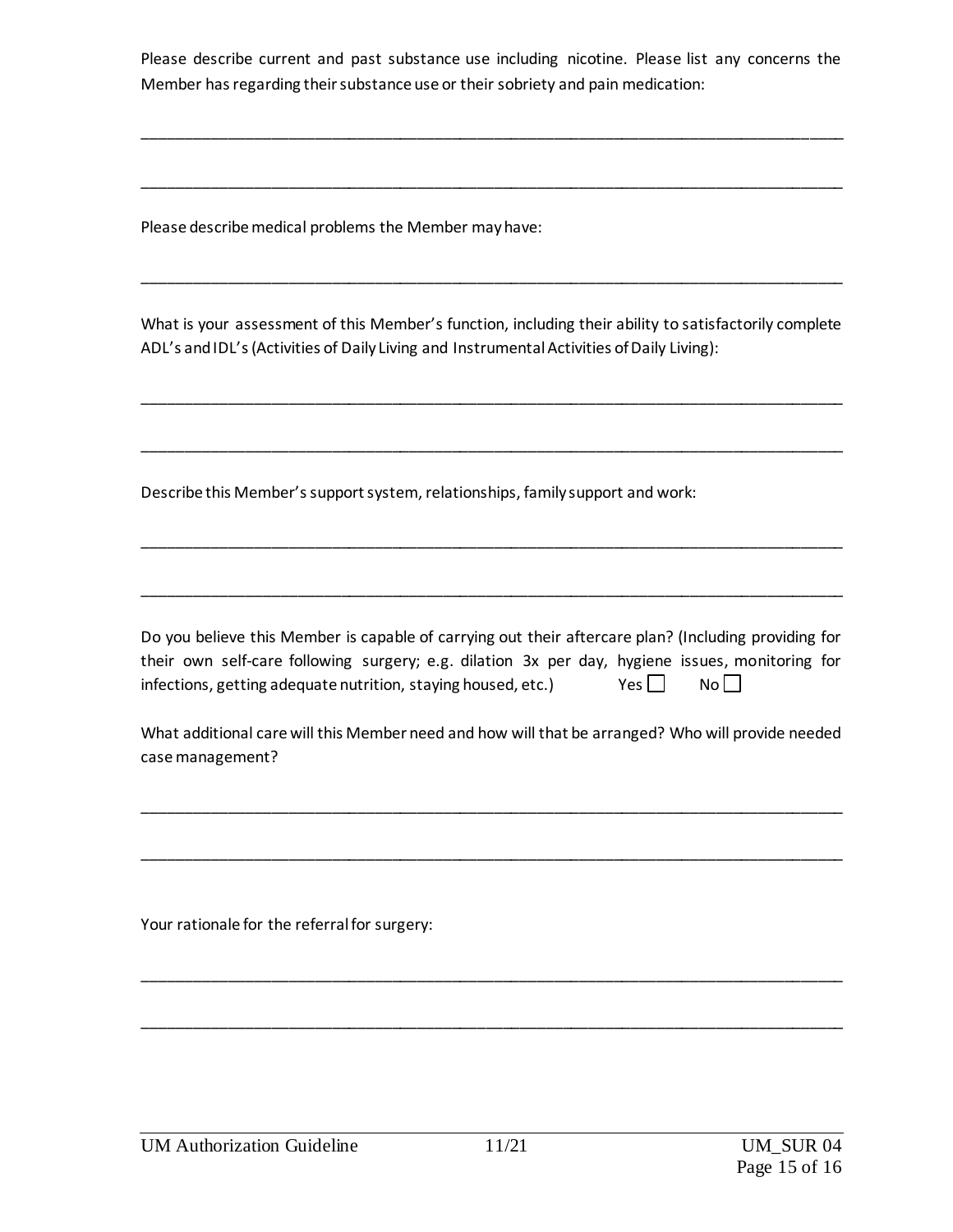Please describe current and past substance use including nicotine. Please list any concerns the Member has regarding their substance use or their sobriety and pain medication:

______________________________________________________________________________

______________________________________________________________________________

Please describe medical problems the Member may have:

______________________________________________________________________________

What is your assessment of this Member's function, including their ability to satisfactorily complete ADL's and IDL's (Activities of Daily Living and Instrumental Activities of Daily Living):

______________________________________________________________________________

______________________________________________________________________________

Describe this Member's support system, relationships, family support and work:

______________________________________________________________________________

______________________________________________________________________________

Do you believe this Member is capable of carrying out their aftercare plan? (Including providing for their own self-care following surgery; e.g. dilation 3x per day, hygiene issues, monitoring for infections, getting adequate nutrition, staying housed, etc.) Yes ☐ No ☐

What additional care will this Member need and how will that be arranged? Who will provide needed case management?

______________________________________________________________________________

______________________________________________________________________________

Your rationale for the referral for surgery:

______________________________________________________________________________

______________________________________________________________________________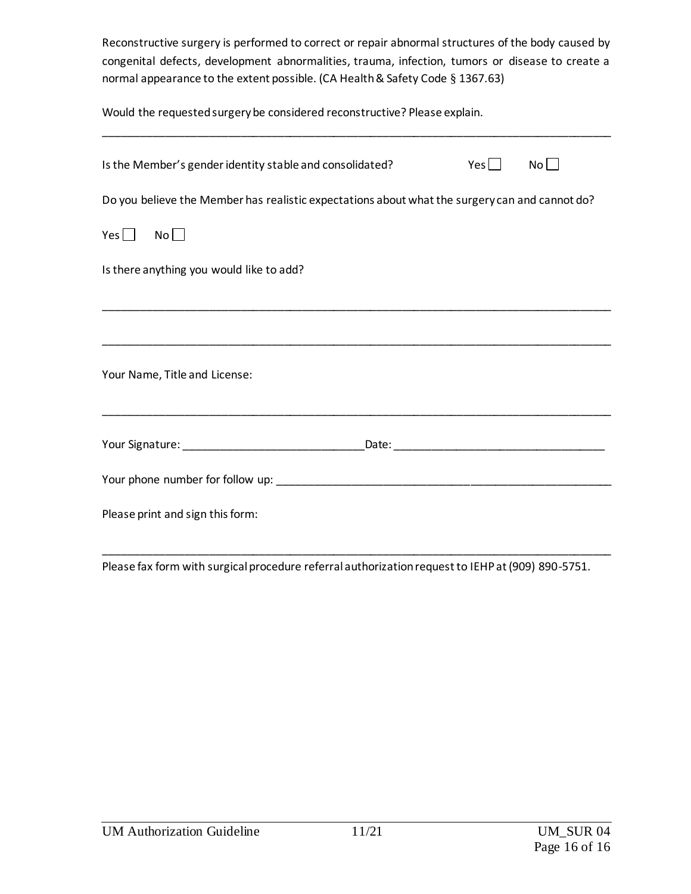Reconstructive surgery is performed to correct or repair abnormal structures of the body caused by congenital defects, development abnormalities, trauma, infection, tumors or disease to create a normal appearance to the extent possible. (CA Health & Safety Code § 1367.63)

Would the requested surgery be considered reconstructive? Please explain.

\_\_\_\_\_\_\_\_\_\_\_\_\_\_\_\_\_\_\_\_\_\_\_\_\_\_\_\_\_\_\_\_\_\_\_\_\_\_\_\_\_\_\_\_\_\_\_\_\_\_\_\_\_\_\_\_\_\_\_\_\_\_\_\_\_\_\_\_\_\_\_\_\_\_\_\_\_\_

Is the Member's gender identity stable and consolidated? Yes ☐ No ☐

Do you believe the Member has realistic expectations about what the surgery can and cannot do?

Yes ☐ No ☐

Is there anything you would like to add?

\_\_\_\_\_\_\_\_\_\_\_\_\_\_\_\_\_\_\_\_\_\_\_\_\_\_\_\_\_\_\_\_\_\_\_\_\_\_\_\_\_\_\_\_\_\_\_\_\_\_\_\_\_\_\_\_\_\_\_\_\_\_\_\_\_\_\_\_\_\_\_\_\_\_\_\_\_\_

\_\_\_\_\_\_\_\_\_\_\_\_\_\_\_\_\_\_\_\_\_\_\_\_\_\_\_\_\_\_\_\_\_\_\_\_\_\_\_\_\_\_\_\_\_\_\_\_\_\_\_\_\_\_\_\_\_\_\_\_\_\_\_\_\_\_\_\_\_\_\_\_\_\_\_\_\_\_

Your Name, Title and License:

\_\_\_\_\_\_\_\_\_\_\_\_\_\_\_\_\_\_\_\_\_\_\_\_\_\_\_\_\_\_\_\_\_\_\_\_\_\_\_\_\_\_\_\_\_\_\_\_\_\_\_\_\_\_\_\_\_\_\_\_\_\_\_\_\_\_\_\_\_\_\_\_\_\_\_\_\_\_

Your Signature: \_\_\_\_\_\_\_\_\_\_\_\_\_\_\_\_\_\_\_\_\_\_\_\_\_\_\_\_\_\_ Date: \_\_\_\_\_\_\_\_\_\_\_\_\_\_\_\_\_\_\_\_\_\_\_\_\_\_\_\_\_\_\_\_\_\_

Your phone number for follow up: \_\_\_\_\_\_\_\_\_\_\_\_\_\_\_\_\_\_\_\_\_\_\_\_\_\_\_\_\_\_\_\_\_\_\_\_\_\_\_\_\_\_\_\_\_\_\_\_\_\_\_\_\_\_\_\_

Please print and sign this form:

\_\_\_\_\_\_\_\_\_\_\_\_\_\_\_\_\_\_\_\_\_\_\_\_\_\_\_\_\_\_\_\_\_\_\_\_\_\_\_\_\_\_\_\_\_\_\_\_\_\_\_\_\_\_\_\_\_\_\_\_\_\_\_\_\_\_\_\_\_\_\_\_\_\_\_\_\_\_

Please fax form with surgical procedure referral authorization request to IEHP at (909) 890-5751.